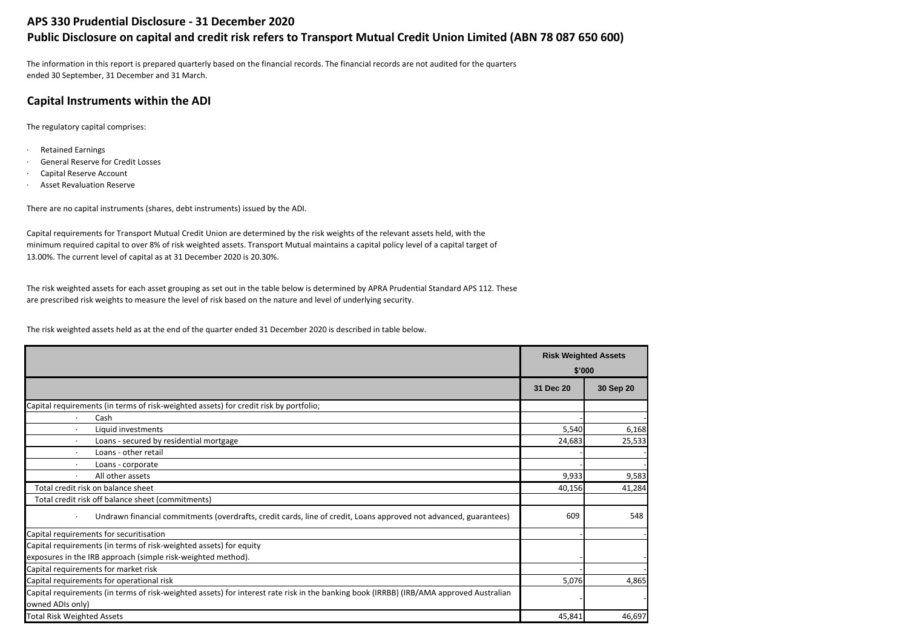# APS 330 Prudential Disclosure - 31 December 2020

## Public Disclosure on capital and credit risk refers to Transport Mutual Credit Union Limited (ABN 78 087 650 600)

The information in this report is prepared quarterly based on the financial records. The financial records are not audited for the quarters ended 30 September, 31 December and 31 March.

## Capital Instruments within the ADI

The regulatory capital comprises:

- Retained Earnings
- General Reserve for Credit Losses
- Capital Reserve Account
- Asset Revaluation Reserve

There are no capital instruments (shares, debt instruments) issued by the ADI.

Capital requirements for Transport Mutual Credit Union are determined by the risk weights of the relevant assets held, with the minimum required capital to over 8% of risk weighted assets. Transport Mutual maintains a capital policy level of a capital target of 13.00%. The current level of capital as at 31 December 2020 is 20.30%.

The risk weighted assets for each asset grouping as set out in the table below is determined by APRA Prudential Standard APS 112. These are prescribed risk weights to measure the level of risk based on the nature and level of underlying security.

The risk weighted assets held as at the end of the quarter ended 31 December 2020 is described in table below.

| | Risk Weighted Assets $'000 | |
|---|---|---|
| | 31 Dec 20 | 30 Sep 20 |
| Capital requirements (in terms of risk-weighted assets) for credit risk by portfolio; | | |
| · Cash | - | - |
| · Liquid investments | 5,540 | 6,168 |
| · Loans - secured by residential mortgage | 24,683 | 25,533 |
| · Loans - other retail | - | - |
| · Loans - corporate | - | - |
| · All other assets | 9,933 | 9,583 |
| Total credit risk on balance sheet | 40,156 | 41,284 |
| Total credit risk off balance sheet (commitments) | | |
| · Undrawn financial commitments (overdrafts, credit cards, line of credit, Loans approved not advanced, guarantees) | 609 | 548 |
| Capital requirements for securitisation | - | - |
| Capital requirements (in terms of risk-weighted assets) for equity exposures in the IRB approach (simple risk-weighted method). | - | - |
| Capital requirements for market risk | - | - |
| Capital requirements for operational risk | 5,076 | 4,865 |
| Capital requirements (in terms of risk-weighted assets) for interest rate risk in the banking book (IRRBB) (IRB/AMA approved Australian owned ADIs only) | - | - |
| Total Risk Weighted Assets | 45,841 | 46,697 |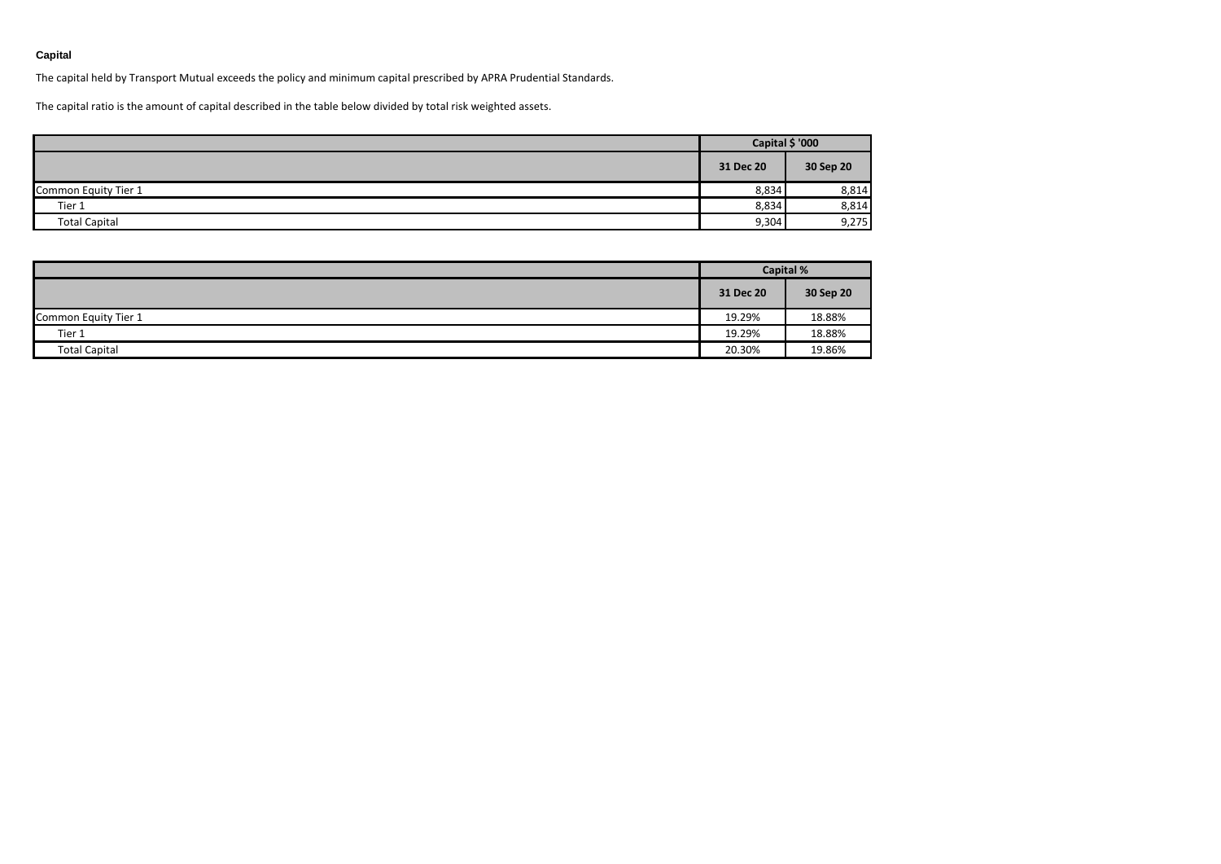## Capital

The capital held by Transport Mutual exceeds the policy and minimum capital prescribed by APRA Prudential Standards.

The capital ratio is the amount of capital described in the table below divided by total risk weighted assets.

| | Capital $ '000 | |
|---|---|---|
| | 31 Dec 20 | 30 Sep 20 |
| Common Equity Tier 1 | 8,834 | 8,814 |
| Tier 1 | 8,834 | 8,814 |
| Total Capital | 9,304 | 9,275 |

| | Capital % | |
|---|---|---|
| | 31 Dec 20 | 30 Sep 20 |
| Common Equity Tier 1 | 19.29% | 18.88% |
| Tier 1 | 19.29% | 18.88% |
| Total Capital | 20.30% | 19.86% |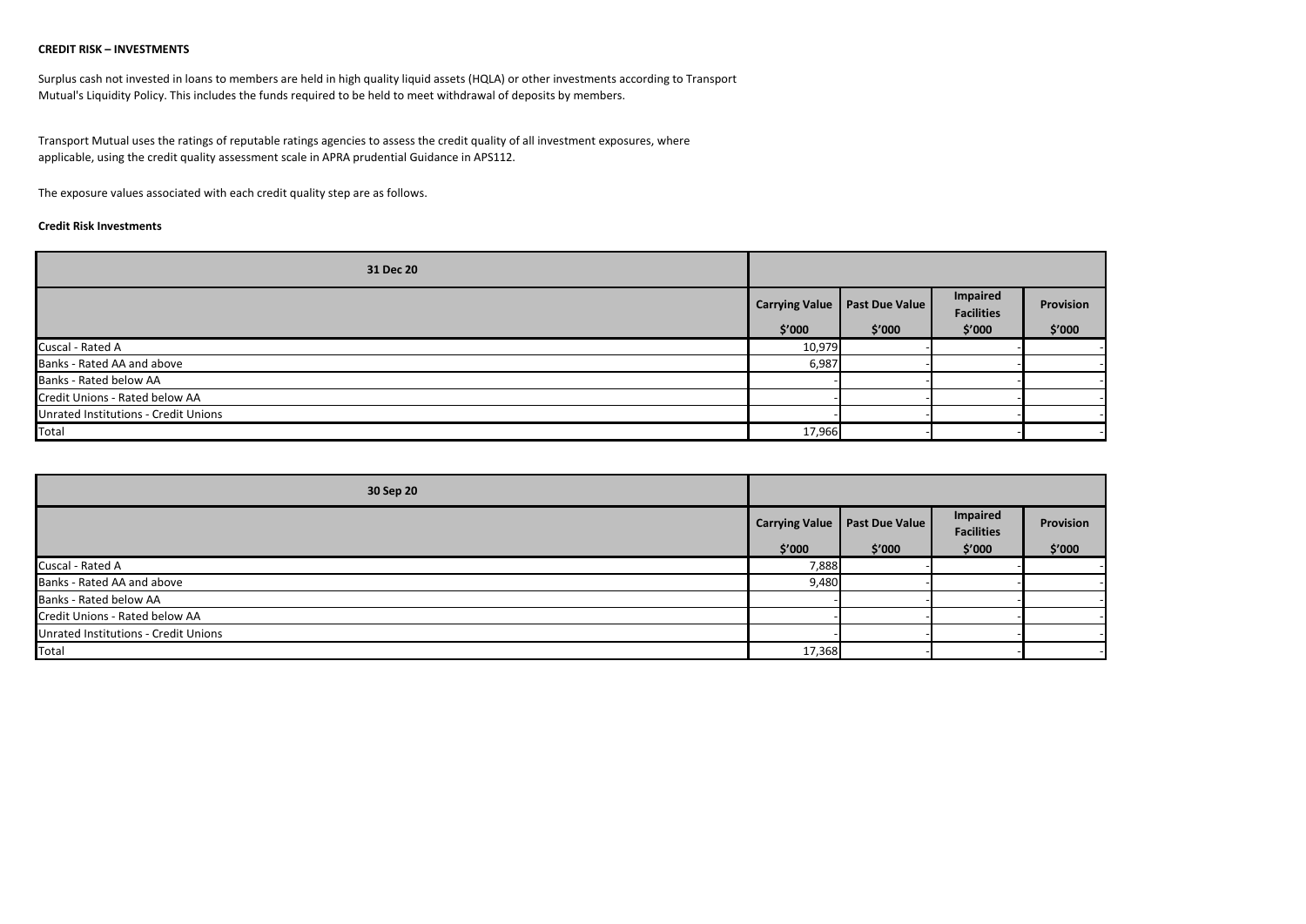**CREDIT RISK – INVESTMENTS**

Surplus cash not invested in loans to members are held in high quality liquid assets (HQLA) or other investments according to Transport Mutual's Liquidity Policy. This includes the funds required to be held to meet withdrawal of deposits by members.

Transport Mutual uses the ratings of reputable ratings agencies to assess the credit quality of all investment exposures, where applicable, using the credit quality assessment scale in APRA prudential Guidance in APS112.

The exposure values associated with each credit quality step are as follows.

**Credit Risk Investments**

| 31 Dec 20 | | | | |
|---|---|---|---|---|
| | Carrying Value<br>$'000 | Past Due Value<br>$'000 | Impaired Facilities<br>$'000 | Provision<br>$'000 |
| Cuscal - Rated A | 10,979 | - | - | - |
| Banks - Rated AA and above | 6,987 | - | - | - |
| Banks - Rated below AA | - | - | - | - |
| Credit Unions - Rated below AA | - | - | - | - |
| Unrated Institutions - Credit Unions | - | - | - | - |
| Total | 17,966 | - | - | - |

| 30 Sep 20 | | | | |
|---|---|---|---|---|
| | Carrying Value<br>$'000 | Past Due Value<br>$'000 | Impaired Facilities<br>$'000 | Provision<br>$'000 |
| Cuscal - Rated A | 7,888 | - | - | - |
| Banks - Rated AA and above | 9,480 | - | - | - |
| Banks - Rated below AA | - | - | - | - |
| Credit Unions - Rated below AA | - | - | - | - |
| Unrated Institutions - Credit Unions | - | - | - | - |
| Total | 17,368 | - | - | - |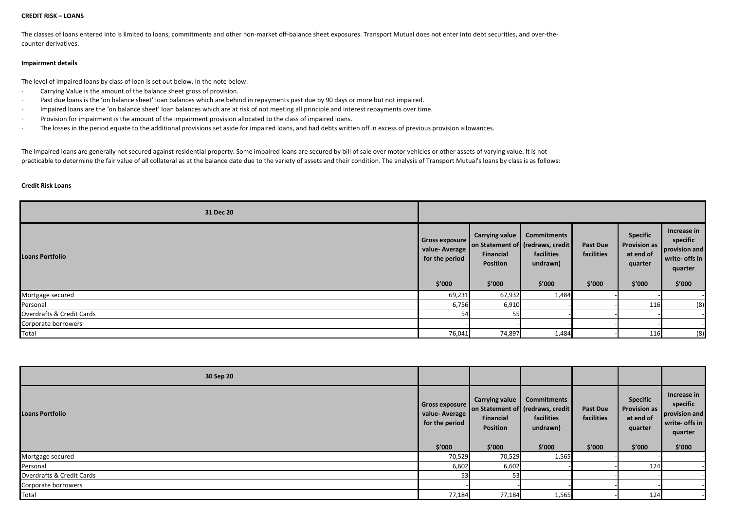**CREDIT RISK – LOANS**

The classes of loans entered into is limited to loans, commitments and other non-market off-balance sheet exposures. Transport Mutual does not enter into debt securities, and over-the-counter derivatives.

**Impairment details**

The level of impaired loans by class of loan is set out below. In the note below:

- Carrying Value is the amount of the balance sheet gross of provision.
- Past due loans is the 'on balance sheet' loan balances which are behind in repayments past due by 90 days or more but not impaired.
- Impaired loans are the 'on balance sheet' loan balances which are at risk of not meeting all principle and interest repayments over time.
- Provision for impairment is the amount of the impairment provision allocated to the class of impaired loans.
- The losses in the period equate to the additional provisions set aside for impaired loans, and bad debts written off in excess of previous provision allowances.

The impaired loans are generally not secured against residential property. Some impaired loans are secured by bill of sale over motor vehicles or other assets of varying value. It is not practicable to determine the fair value of all collateral as at the balance date due to the variety of assets and their condition. The analysis of Transport Mutual's loans by class is as follows:

**Credit Risk Loans**

| 31 Dec 20 | | | | | | |
|---|---|---|---|---|---|---|
| **Loans Portfolio** | **Gross exposure value- Average for the period** | **Carrying value on Statement of Financial Position** | **Commitments (redraws, credit facilities undrawn)** | **Past Due facilities** | **Specific Provision as at end of quarter** | **Increase in specific provision and write- offs in quarter** |
| | **$'000** | **$'000** | **$'000** | **$'000** | **$'000** | **$'000** |
| Mortgage secured | 69,231 | 67,932 | 1,484 | - | - | - |
| Personal | 6,756 | 6,910 | - | - | 116 | (8) |
| Overdrafts & Credit Cards | 54 | 55 | - | - | - | - |
| Corporate borrowers | - | - | - | - | - | - |
| Total | 76,041 | 74,897 | 1,484 | - | 116 | (8) |

| 30 Sep 20 | | | | | | |
|---|---|---|---|---|---|---|
| **Loans Portfolio** | **Gross exposure value- Average for the period** | **Carrying value on Statement of Financial Position** | **Commitments (redraws, credit facilities undrawn)** | **Past Due facilities** | **Specific Provision as at end of quarter** | **Increase in specific provision and write- offs in quarter** |
| | **$'000** | **$'000** | **$'000** | **$'000** | **$'000** | **$'000** |
| Mortgage secured | 70,529 | 70,529 | 1,565 | - | - | - |
| Personal | 6,602 | 6,602 | - | - | 124 | - |
| Overdrafts & Credit Cards | 53 | 53 | - | - | - | - |
| Corporate borrowers | - | - | - | - | - | - |
| Total | 77,184 | 77,184 | 1,565 | - | 124 | - |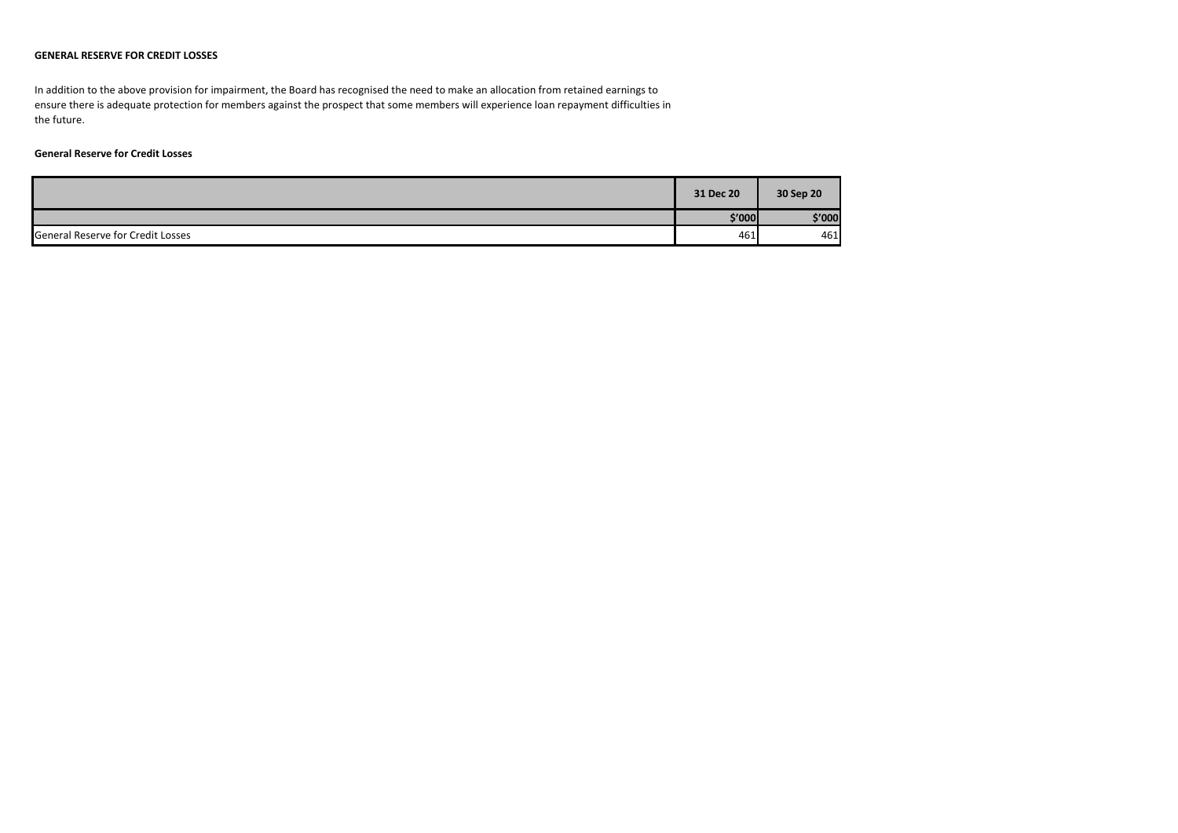**GENERAL RESERVE FOR CREDIT LOSSES**

In addition to the above provision for impairment, the Board has recognised the need to make an allocation from retained earnings to ensure there is adequate protection for members against the prospect that some members will experience loan repayment difficulties in the future.

**General Reserve for Credit Losses**

| | 31 Dec 20 | 30 Sep 20 |
|---|---|---|
| | $'000 | $'000 |
| General Reserve for Credit Losses | 461 | 461 |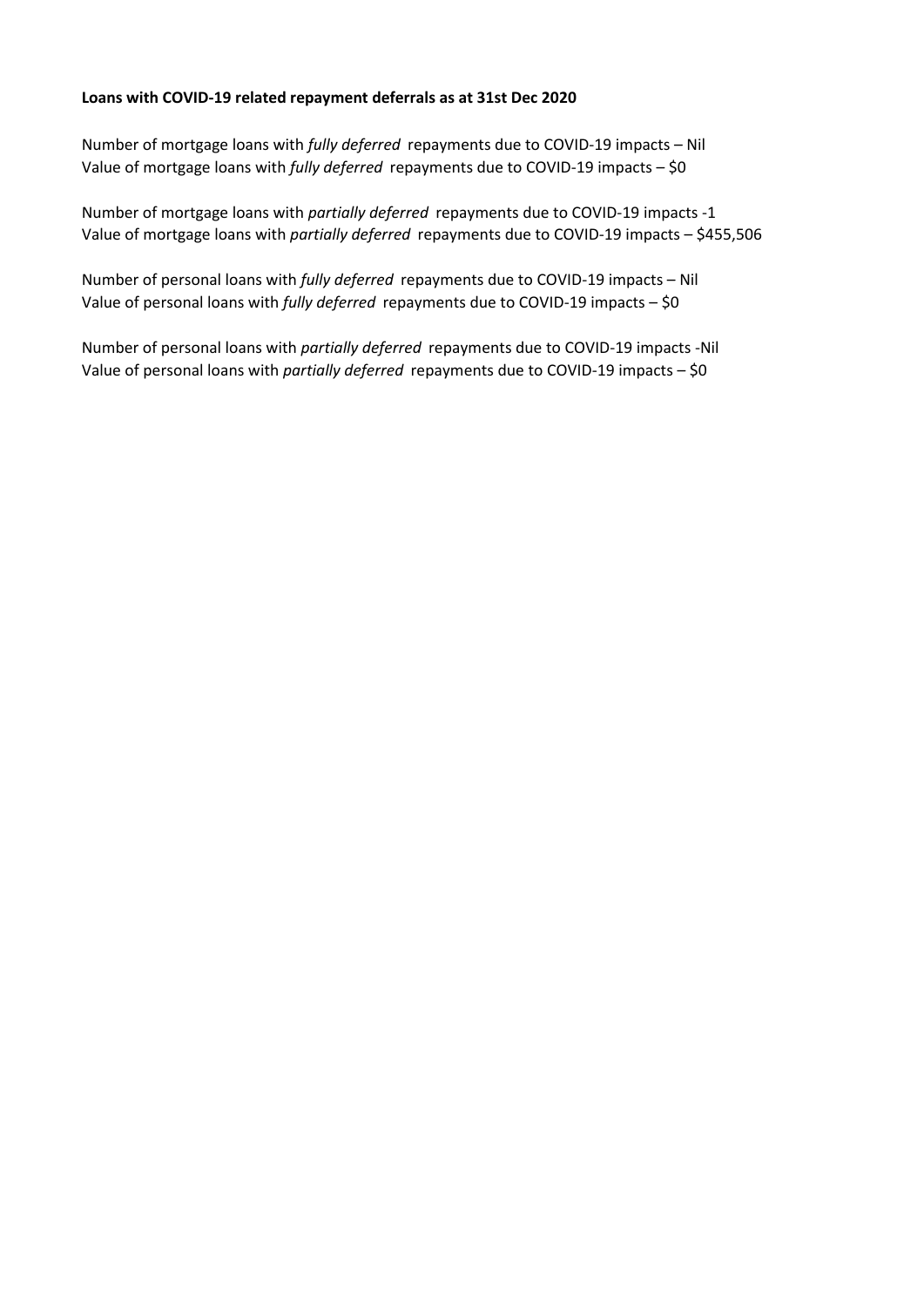**Loans with COVID-19 related repayment deferrals as at 31st Dec 2020**

Number of mortgage loans with *fully deferred* repayments due to COVID-19 impacts – Nil
Value of mortgage loans with *fully deferred* repayments due to COVID-19 impacts – $0

Number of mortgage loans with *partially deferred* repayments due to COVID-19 impacts -1
Value of mortgage loans with *partially deferred* repayments due to COVID-19 impacts – $455,506

Number of personal loans with *fully deferred* repayments due to COVID-19 impacts – Nil
Value of personal loans with *fully deferred* repayments due to COVID-19 impacts – $0

Number of personal loans with *partially deferred* repayments due to COVID-19 impacts -Nil
Value of personal loans with *partially deferred* repayments due to COVID-19 impacts – $0